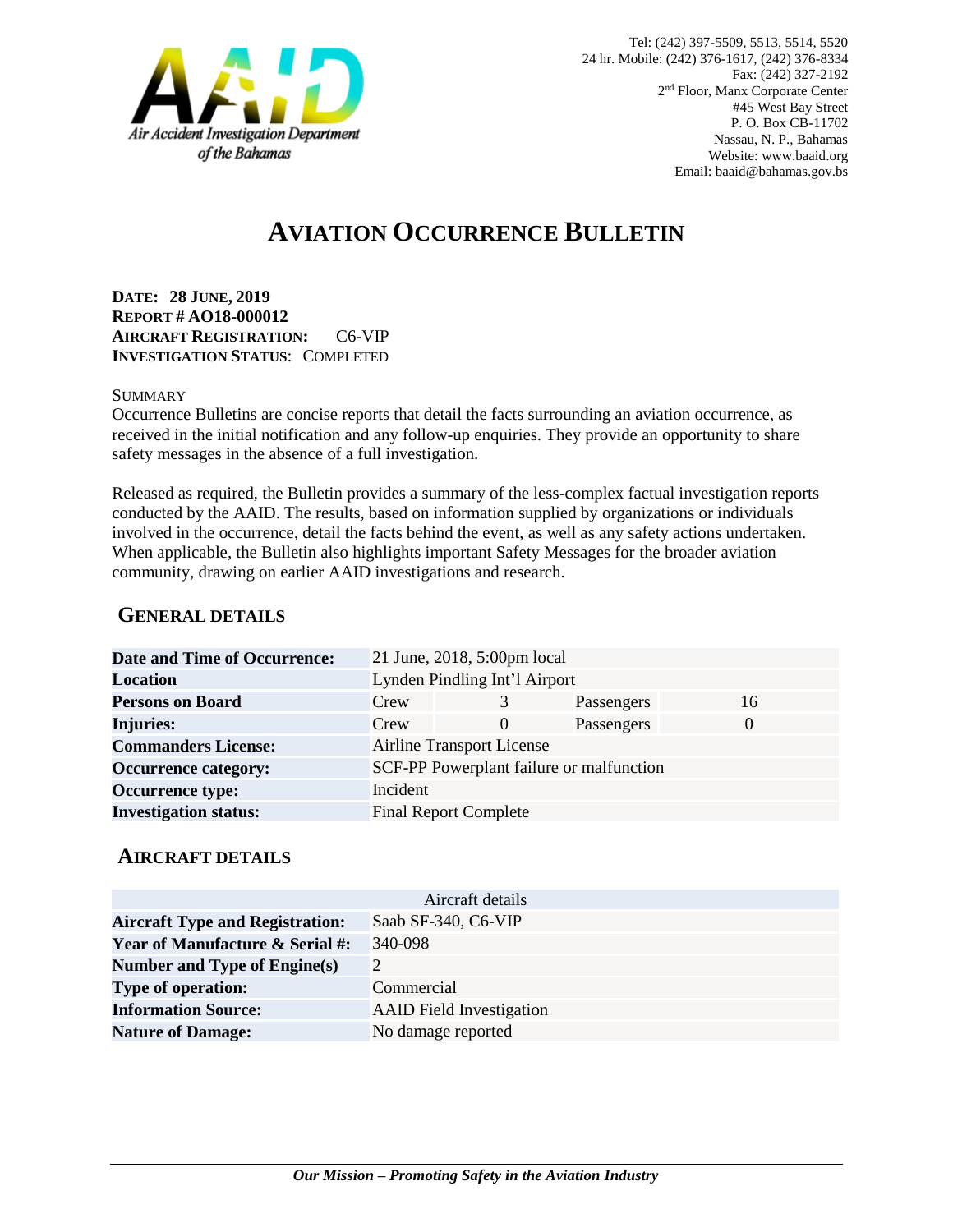Air Accident Investigation Department of the Bahamas

Tel: (242) 397-5509, 5513, 5514, 5520
24 hr. Mobile: (242) 376-1617, (242) 376-8334
Fax: (242) 327-2192
2nd Floor, Manx Corporate Center
#45 West Bay Street
P. O. Box CB-11702
Nassau, N. P., Bahamas
Website: www.baaid.org
Email: baaid@bahamas.gov.bs

# AVIATION OCCURRENCE BULLETIN

**DATE: 28 JUNE, 2019**
**REPORT # AO18-000012**
**AIRCRAFT REGISTRATION:** C6-VIP
**INVESTIGATION STATUS**: COMPLETED

SUMMARY

Occurrence Bulletins are concise reports that detail the facts surrounding an aviation occurrence, as received in the initial notification and any follow-up enquiries. They provide an opportunity to share safety messages in the absence of a full investigation.

Released as required, the Bulletin provides a summary of the less-complex factual investigation reports conducted by the AAID. The results, based on information supplied by organizations or individuals involved in the occurrence, detail the facts behind the event, as well as any safety actions undertaken. When applicable, the Bulletin also highlights important Safety Messages for the broader aviation community, drawing on earlier AAID investigations and research.

## GENERAL DETAILS

| | | | | |
|---|---|---|---|---|
| **Date and Time of Occurrence:** | 21 June, 2018, 5:00pm local | | | |
| **Location** | Lynden Pindling Int'l Airport | | | |
| **Persons on Board** | Crew | 3 | Passengers | 16 |
| **Injuries:** | Crew | 0 | Passengers | 0 |
| **Commanders License:** | Airline Transport License | | | |
| **Occurrence category:** | SCF-PP Powerplant failure or malfunction | | | |
| **Occurrence type:** | Incident | | | |
| **Investigation status:** | Final Report Complete | | | |

## AIRCRAFT DETAILS

| Aircraft details | |
|---|---|
| **Aircraft Type and Registration:** | Saab SF-340, C6-VIP |
| **Year of Manufacture & Serial #:** | 340-098 |
| **Number and Type of Engine(s)** | 2 |
| **Type of operation:** | Commercial |
| **Information Source:** | AAID Field Investigation |
| **Nature of Damage:** | No damage reported |

*Our Mission – Promoting Safety in the Aviation Industry*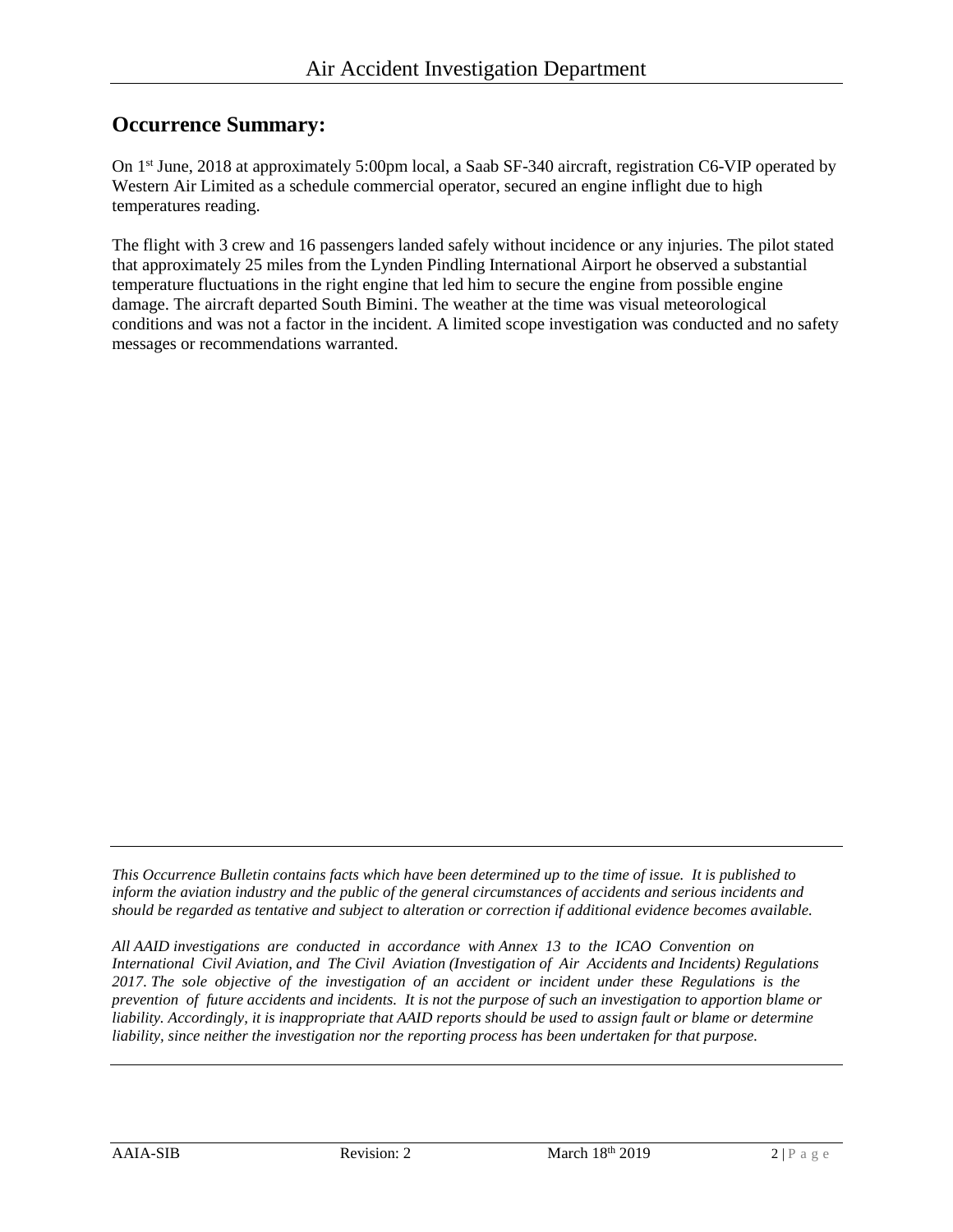## Occurrence Summary:

On 1st June, 2018 at approximately 5:00pm local, a Saab SF-340 aircraft, registration C6-VIP operated by Western Air Limited as a schedule commercial operator, secured an engine inflight due to high temperatures reading.

The flight with 3 crew and 16 passengers landed safely without incidence or any injuries. The pilot stated that approximately 25 miles from the Lynden Pindling International Airport he observed a substantial temperature fluctuations in the right engine that led him to secure the engine from possible engine damage. The aircraft departed South Bimini. The weather at the time was visual meteorological conditions and was not a factor in the incident. A limited scope investigation was conducted and no safety messages or recommendations warranted.

---

*This Occurrence Bulletin contains facts which have been determined up to the time of issue. It is published to inform the aviation industry and the public of the general circumstances of accidents and serious incidents and should be regarded as tentative and subject to alteration or correction if additional evidence becomes available.*

*All AAID investigations are conducted in accordance with Annex 13 to the ICAO Convention on International Civil Aviation, and The Civil Aviation (Investigation of Air Accidents and Incidents) Regulations 2017. The sole objective of the investigation of an accident or incident under these Regulations is the prevention of future accidents and incidents. It is not the purpose of such an investigation to apportion blame or liability. Accordingly, it is inappropriate that AAID reports should be used to assign fault or blame or determine liability, since neither the investigation nor the reporting process has been undertaken for that purpose.*

---